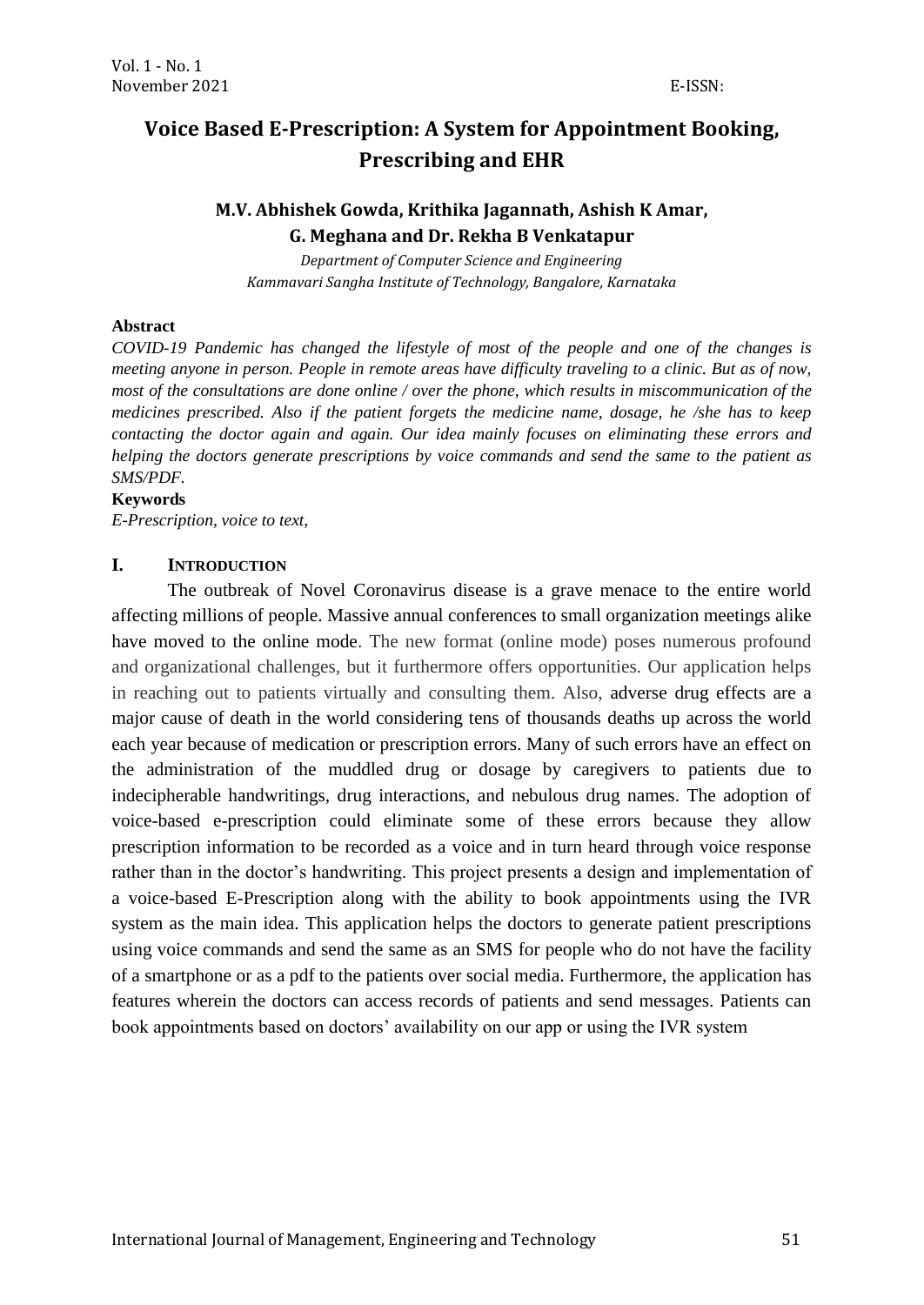# Voice Based E-Prescription: A System for Appointment Booking, Prescribing and EHR

**M.V. Abhishek Gowda, Krithika Jagannath, Ashish K Amar, G. Meghana and Dr. Rekha B Venkatapur**

*Department of Computer Science and Engineering*
*Kammavari Sangha Institute of Technology, Bangalore, Karnataka*

**Abstract**

*COVID-19 Pandemic has changed the lifestyle of most of the people and one of the changes is meeting anyone in person. People in remote areas have difficulty traveling to a clinic. But as of now, most of the consultations are done online / over the phone, which results in miscommunication of the medicines prescribed. Also if the patient forgets the medicine name, dosage, he /she has to keep contacting the doctor again and again. Our idea mainly focuses on eliminating these errors and helping the doctors generate prescriptions by voice commands and send the same to the patient as SMS/PDF.*

**Keywords**

*E-Prescription, voice to text,*

## I. Introduction

The outbreak of Novel Coronavirus disease is a grave menace to the entire world affecting millions of people. Massive annual conferences to small organization meetings alike have moved to the online mode. The new format (online mode) poses numerous profound and organizational challenges, but it furthermore offers opportunities. Our application helps in reaching out to patients virtually and consulting them. Also, adverse drug effects are a major cause of death in the world considering tens of thousands deaths up across the world each year because of medication or prescription errors. Many of such errors have an effect on the administration of the muddled drug or dosage by caregivers to patients due to indecipherable handwritings, drug interactions, and nebulous drug names. The adoption of voice-based e-prescription could eliminate some of these errors because they allow prescription information to be recorded as a voice and in turn heard through voice response rather than in the doctor's handwriting. This project presents a design and implementation of a voice-based E-Prescription along with the ability to book appointments using the IVR system as the main idea. This application helps the doctors to generate patient prescriptions using voice commands and send the same as an SMS for people who do not have the facility of a smartphone or as a pdf to the patients over social media. Furthermore, the application has features wherein the doctors can access records of patients and send messages. Patients can book appointments based on doctors' availability on our app or using the IVR system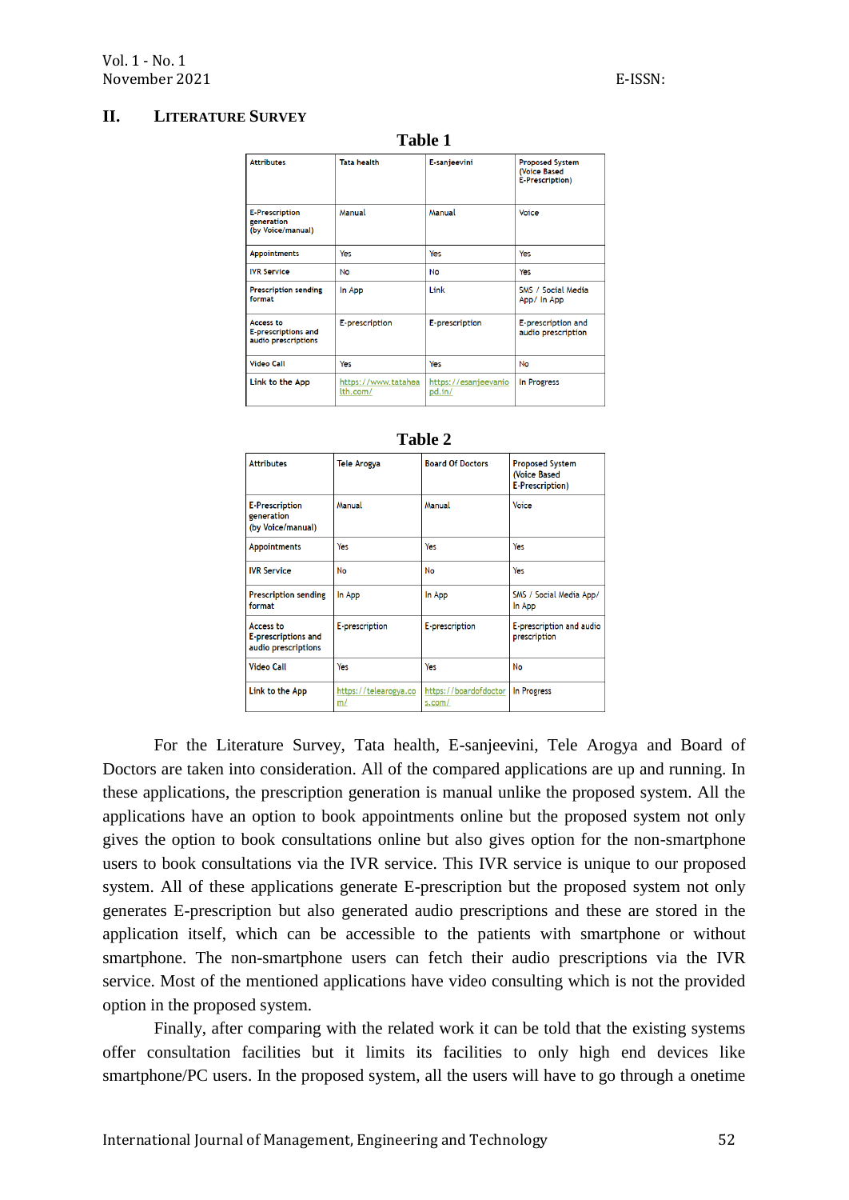## II. LITERATURE SURVEY

**Table 1**

| Attributes | Tata health | E-sanjeevini | Proposed System (Voice Based E-Prescription) |
|---|---|---|---|
| E-Prescription generation (by Voice/manual) | Manual | Manual | Voice |
| Appointments | Yes | Yes | Yes |
| IVR Service | No | No | Yes |
| Prescription sending format | In App | Link | SMS / Social Media App/ In App |
| Access to E-prescriptions and audio prescriptions | E-prescription | E-prescription | E-prescription and audio prescription |
| Video Call | Yes | Yes | No |
| Link to the App | https://www.tatahealth.com/ | https://esanjeevaniopd.in/ | In Progress |

**Table 2**

| Attributes | Tele Arogya | Board Of Doctors | Proposed System (Voice Based E-Prescription) |
|---|---|---|---|
| E-Prescription generation (by Voice/manual) | Manual | Manual | Voice |
| Appointments | Yes | Yes | Yes |
| IVR Service | No | No | Yes |
| Prescription sending format | In App | In App | SMS / Social Media App/ In App |
| Access to E-prescriptions and audio prescriptions | E-prescription | E-prescription | E-prescription and audio prescription |
| Video Call | Yes | Yes | No |
| Link to the App | https://telearogya.com/ | https://boardofdoctors.com/ | In Progress |

For the Literature Survey, Tata health, E-sanjeevini, Tele Arogya and Board of Doctors are taken into consideration. All of the compared applications are up and running. In these applications, the prescription generation is manual unlike the proposed system. All the applications have an option to book appointments online but the proposed system not only gives the option to book consultations online but also gives option for the non-smartphone users to book consultations via the IVR service. This IVR service is unique to our proposed system. All of these applications generate E-prescription but the proposed system not only generates E-prescription but also generated audio prescriptions and these are stored in the application itself, which can be accessible to the patients with smartphone or without smartphone. The non-smartphone users can fetch their audio prescriptions via the IVR service. Most of the mentioned applications have video consulting which is not the provided option in the proposed system.

Finally, after comparing with the related work it can be told that the existing systems offer consultation facilities but it limits its facilities to only high end devices like smartphone/PC users. In the proposed system, all the users will have to go through a onetime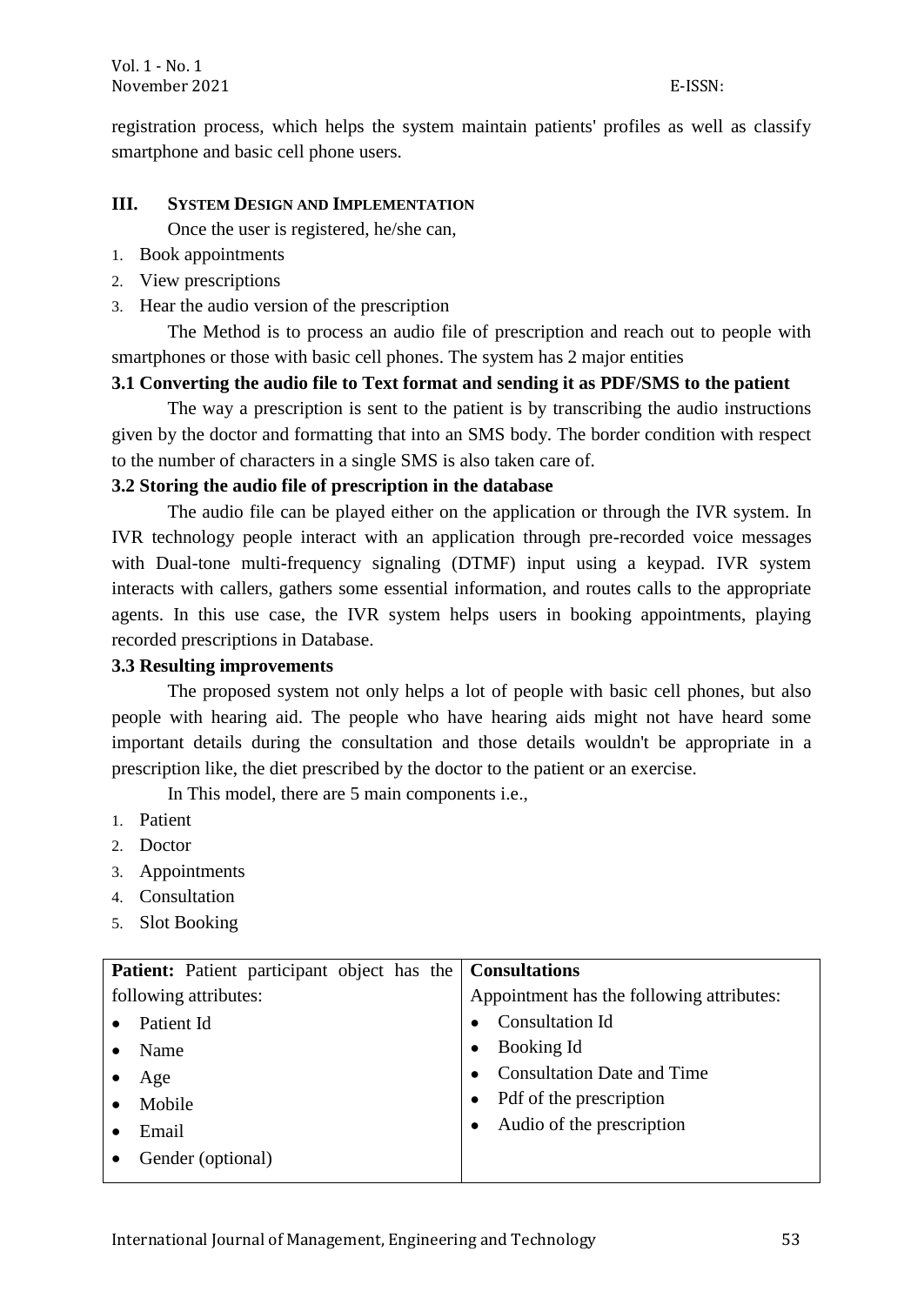registration process, which helps the system maintain patients' profiles as well as classify smartphone and basic cell phone users.

## III. System Design and Implementation

Once the user is registered, he/she can,

1. Book appointments
2. View prescriptions
3. Hear the audio version of the prescription

The Method is to process an audio file of prescription and reach out to people with smartphones or those with basic cell phones. The system has 2 major entities

### 3.1 Converting the audio file to Text format and sending it as PDF/SMS to the patient

The way a prescription is sent to the patient is by transcribing the audio instructions given by the doctor and formatting that into an SMS body. The border condition with respect to the number of characters in a single SMS is also taken care of.

### 3.2 Storing the audio file of prescription in the database

The audio file can be played either on the application or through the IVR system. In IVR technology people interact with an application through pre-recorded voice messages with Dual-tone multi-frequency signaling (DTMF) input using a keypad. IVR system interacts with callers, gathers some essential information, and routes calls to the appropriate agents. In this use case, the IVR system helps users in booking appointments, playing recorded prescriptions in Database.

### 3.3 Resulting improvements

The proposed system not only helps a lot of people with basic cell phones, but also people with hearing aid. The people who have hearing aids might not have heard some important details during the consultation and those details wouldn't be appropriate in a prescription like, the diet prescribed by the doctor to the patient or an exercise.

In This model, there are 5 main components i.e.,

1. Patient
2. Doctor
3. Appointments
4. Consultation
5. Slot Booking

| **Patient:** Patient participant object has the following attributes: | **Consultations** Appointment has the following attributes: |
|---|---|
| • Patient Id<br>• Name<br>• Age<br>• Mobile<br>• Email<br>• Gender (optional) | • Consultation Id<br>• Booking Id<br>• Consultation Date and Time<br>• Pdf of the prescription<br>• Audio of the prescription |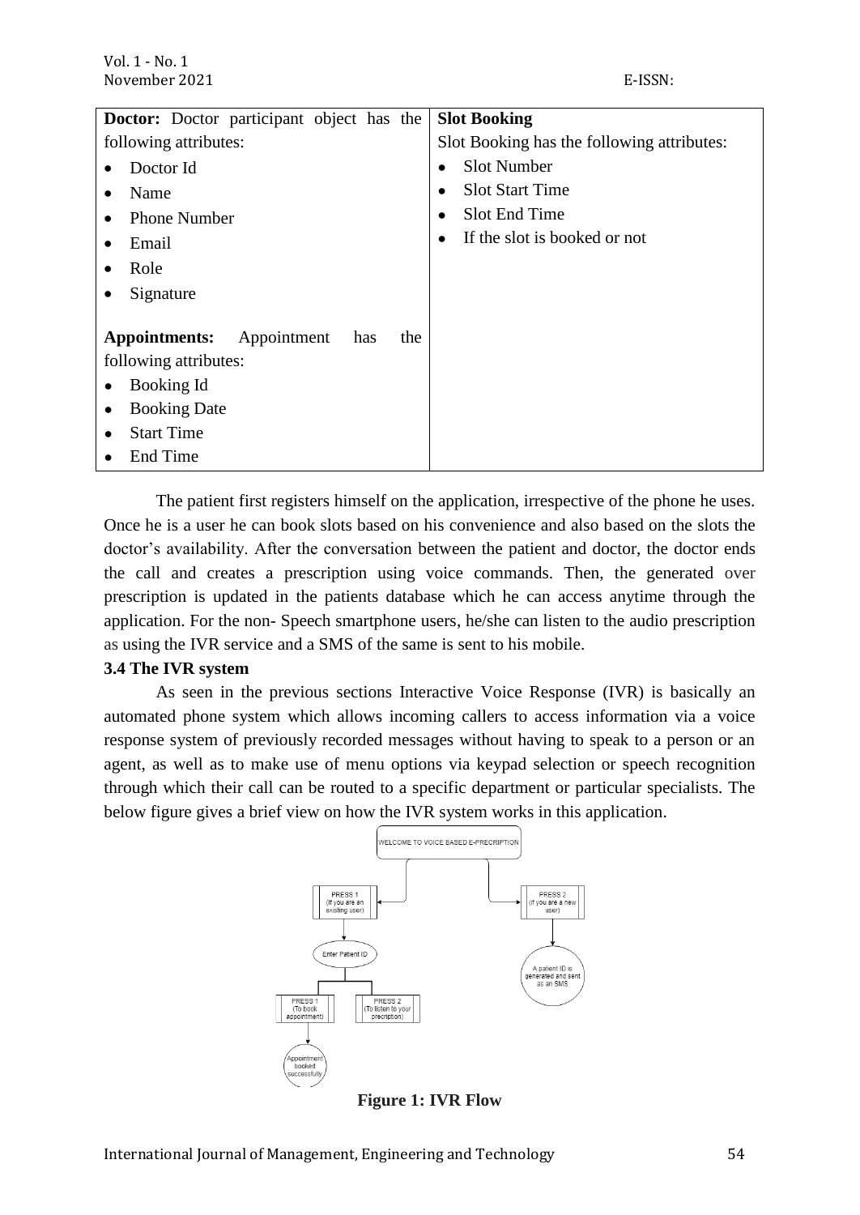| **Doctor:** Doctor participant object has the following attributes: | **Slot Booking** |
|---|---|
| • Doctor Id<br>• Name<br>• Phone Number<br>• Email<br>• Role<br>• Signature | Slot Booking has the following attributes:<br>• Slot Number<br>• Slot Start Time<br>• Slot End Time<br>• If the slot is booked or not |
| **Appointments:** Appointment has the following attributes:<br>• Booking Id<br>• Booking Date<br>• Start Time<br>• End Time | |

The patient first registers himself on the application, irrespective of the phone he uses. Once he is a user he can book slots based on his convenience and also based on the slots the doctor's availability. After the conversation between the patient and doctor, the doctor ends the call and creates a prescription using voice commands. Then, the generated over prescription is updated in the patients database which he can access anytime through the application. For the non- Speech smartphone users, he/she can listen to the audio prescription as using the IVR service and a SMS of the same is sent to his mobile.

### 3.4 The IVR system

As seen in the previous sections Interactive Voice Response (IVR) is basically an automated phone system which allows incoming callers to access information via a voice response system of previously recorded messages without having to speak to a person or an agent, as well as to make use of menu options via keypad selection or speech recognition through which their call can be routed to a specific department or particular specialists. The below figure gives a brief view on how the IVR system works in this application.

**Figure 1: IVR Flow**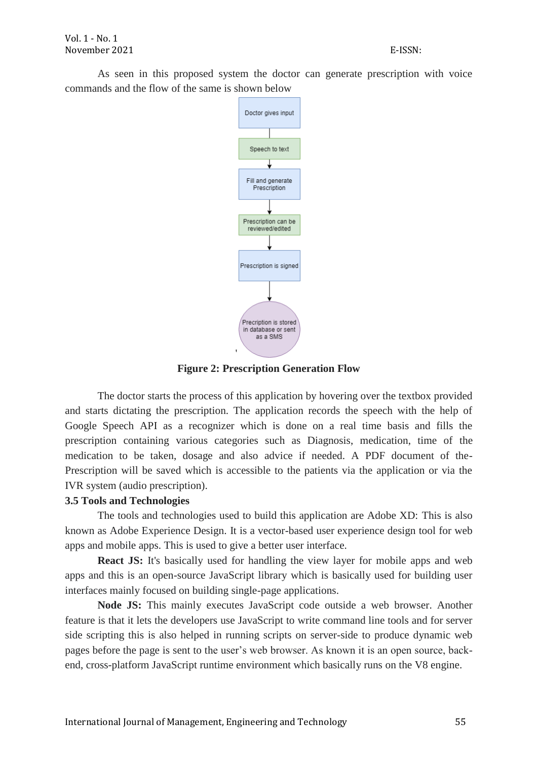As seen in this proposed system the doctor can generate prescription with voice commands and the flow of the same is shown below

Doctor gives input

Speech to text

Fill and generate Prescription

Prescription can be reviewed/edited

Prescription is signed

Precription is stored in database or sent as a SMS

**Figure 2: Prescription Generation Flow**

The doctor starts the process of this application by hovering over the textbox provided and starts dictating the prescription. The application records the speech with the help of Google Speech API as a recognizer which is done on a real time basis and fills the prescription containing various categories such as Diagnosis, medication, time of the medication to be taken, dosage and also advice if needed. A PDF document of the-Prescription will be saved which is accessible to the patients via the application or via the IVR system (audio prescription).

### 3.5 Tools and Technologies

The tools and technologies used to build this application are Adobe XD: This is also known as Adobe Experience Design. It is a vector-based user experience design tool for web apps and mobile apps. This is used to give a better user interface.

**React JS:** It's basically used for handling the view layer for mobile apps and web apps and this is an open-source JavaScript library which is basically used for building user interfaces mainly focused on building single-page applications.

**Node JS:** This mainly executes JavaScript code outside a web browser. Another feature is that it lets the developers use JavaScript to write command line tools and for server side scripting this is also helped in running scripts on server-side to produce dynamic web pages before the page is sent to the user's web browser. As known it is an open source, back-end, cross-platform JavaScript runtime environment which basically runs on the V8 engine.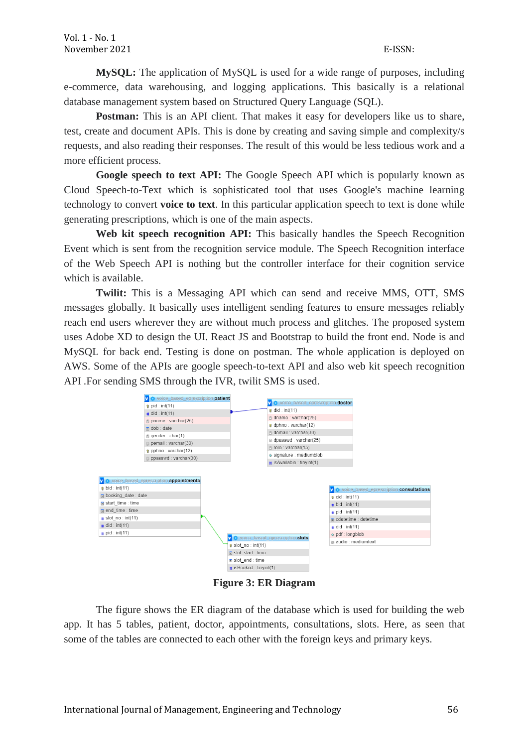**MySQL:** The application of MySQL is used for a wide range of purposes, including e-commerce, data warehousing, and logging applications. This basically is a relational database management system based on Structured Query Language (SQL).

**Postman:** This is an API client. That makes it easy for developers like us to share, test, create and document APIs. This is done by creating and saving simple and complexity/s requests, and also reading their responses. The result of this would be less tedious work and a more efficient process.

**Google speech to text API:** The Google Speech API which is popularly known as Cloud Speech-to-Text which is sophisticated tool that uses Google's machine learning technology to convert **voice to text**. In this particular application speech to text is done while generating prescriptions, which is one of the main aspects.

**Web kit speech recognition API:** This basically handles the Speech Recognition Event which is sent from the recognition service module. The Speech Recognition interface of the Web Speech API is nothing but the controller interface for their cognition service which is available.

**Twilit:** This is a Messaging API which can send and receive MMS, OTT, SMS messages globally. It basically uses intelligent sending features to ensure messages reliably reach end users wherever they are without much process and glitches. The proposed system uses Adobe XD to design the UI. React JS and Bootstrap to build the front end. Node is and MySQL for back end. Testing is done on postman. The whole application is deployed on AWS. Some of the APIs are google speech-to-text API and also web kit speech recognition API .For sending SMS through the IVR, twilit SMS is used.

**Figure 3: ER Diagram**

The figure shows the ER diagram of the database which is used for building the web app. It has 5 tables, patient, doctor, appointments, consultations, slots. Here, as seen that some of the tables are connected to each other with the foreign keys and primary keys.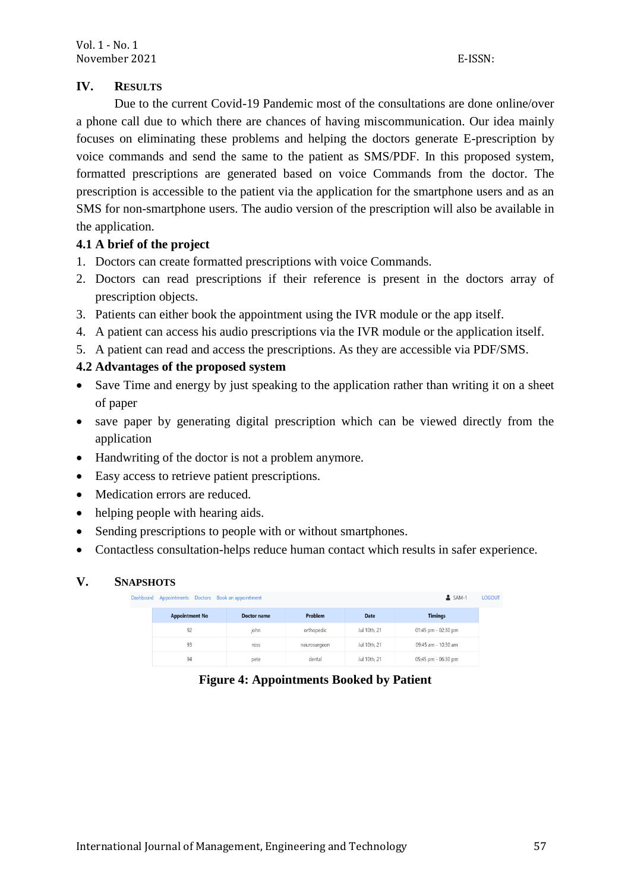## IV. RESULTS

Due to the current Covid-19 Pandemic most of the consultations are done online/over a phone call due to which there are chances of having miscommunication. Our idea mainly focuses on eliminating these problems and helping the doctors generate E-prescription by voice commands and send the same to the patient as SMS/PDF. In this proposed system, formatted prescriptions are generated based on voice Commands from the doctor. The prescription is accessible to the patient via the application for the smartphone users and as an SMS for non-smartphone users. The audio version of the prescription will also be available in the application.

### 4.1 A brief of the project

1. Doctors can create formatted prescriptions with voice Commands.
2. Doctors can read prescriptions if their reference is present in the doctors array of prescription objects.
3. Patients can either book the appointment using the IVR module or the app itself.
4. A patient can access his audio prescriptions via the IVR module or the application itself.
5. A patient can read and access the prescriptions. As they are accessible via PDF/SMS.

### 4.2 Advantages of the proposed system

- Save Time and energy by just speaking to the application rather than writing it on a sheet of paper
- save paper by generating digital prescription which can be viewed directly from the application
- Handwriting of the doctor is not a problem anymore.
- Easy access to retrieve patient prescriptions.
- Medication errors are reduced.
- helping people with hearing aids.
- Sending prescriptions to people with or without smartphones.
- Contactless consultation-helps reduce human contact which results in safer experience.

## V. SNAPSHOTS

Dashboard Appointments Doctors Book an appointment SAM-1 LOGOUT

| Appointment No | Doctor name | Problem | Date | Timings |
|---|---|---|---|---|
| 92 | john | orthopedic | Jul 10th, 21 | 01:45 pm - 02:30 pm |
| 93 | ross | neurosurgeon | Jul 10th, 21 | 09:45 am - 10:30 am |
| 94 | pete | dental | Jul 10th, 21 | 05:45 pm - 06:30 pm |

**Figure 4: Appointments Booked by Patient**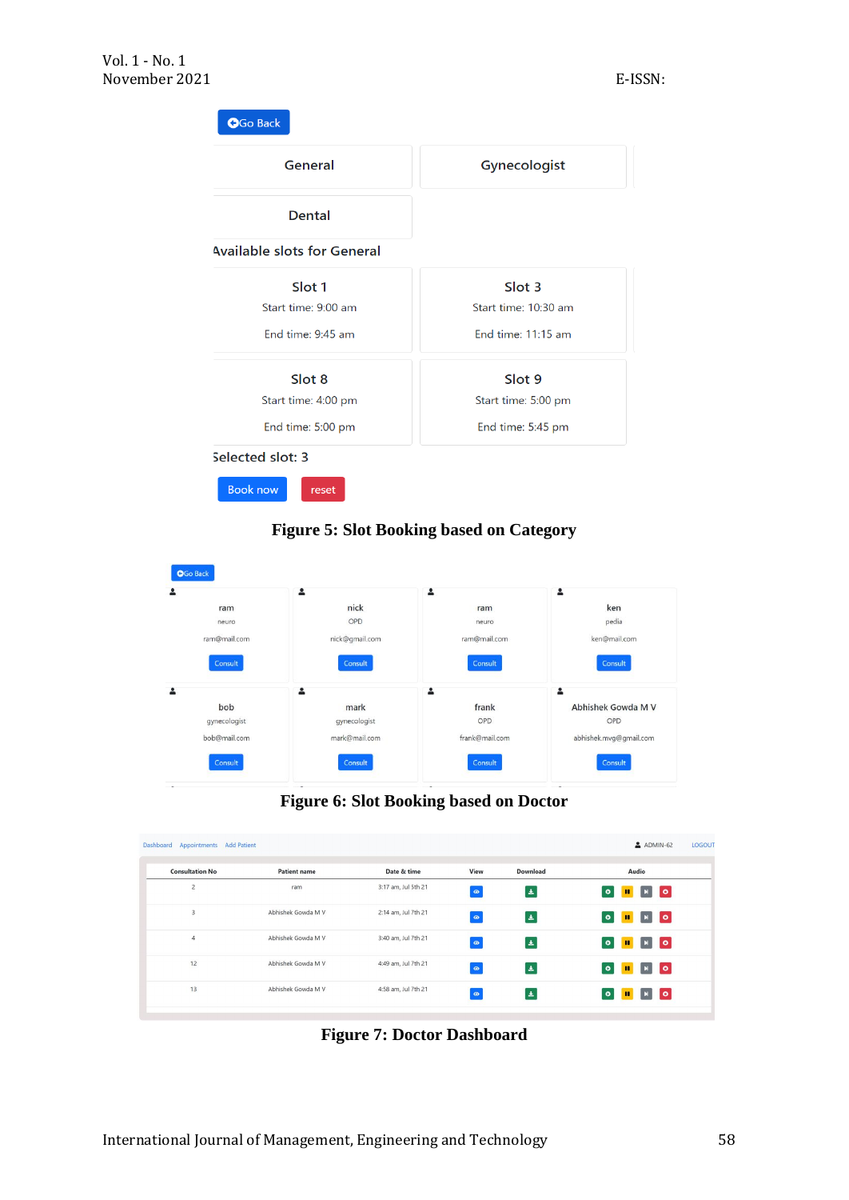Figure 5: Slot Booking based on Category

Figure 6: Slot Booking based on Doctor

Figure 7: Doctor Dashboard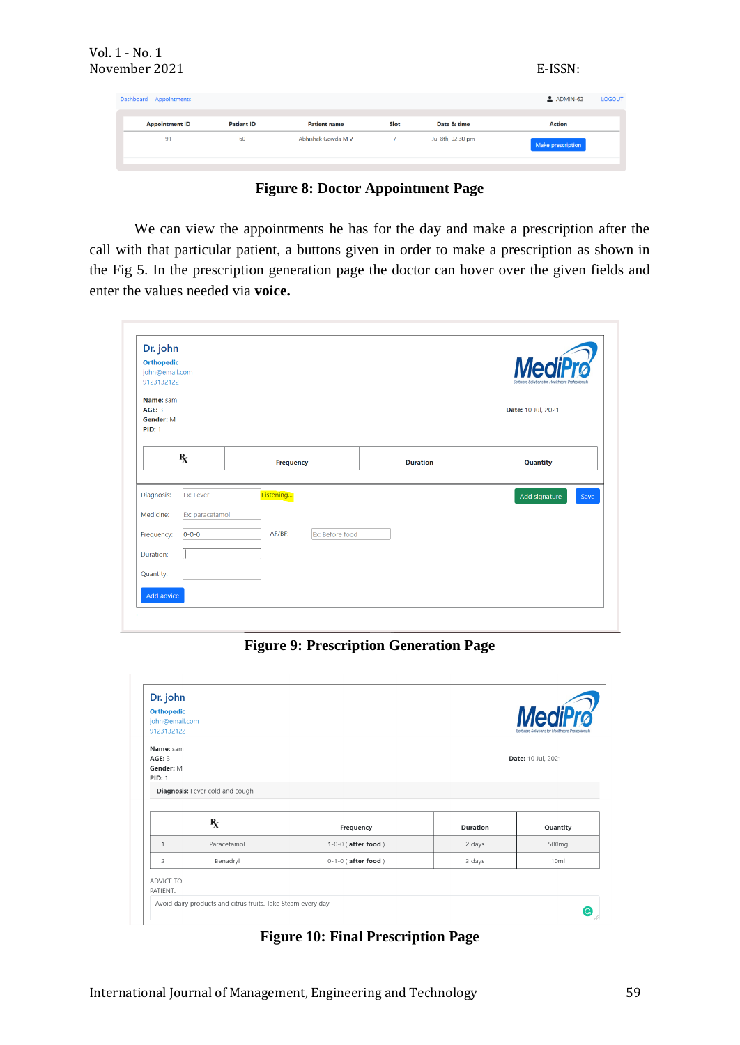**Figure 8: Doctor Appointment Page**

We can view the appointments he has for the day and make a prescription after the call with that particular patient, a buttons given in order to make a prescription as shown in the Fig 5. In the prescription generation page the doctor can hover over the given fields and enter the values needed via **voice.**

**Figure 9: Prescription Generation Page**

**Figure 10: Final Prescription Page**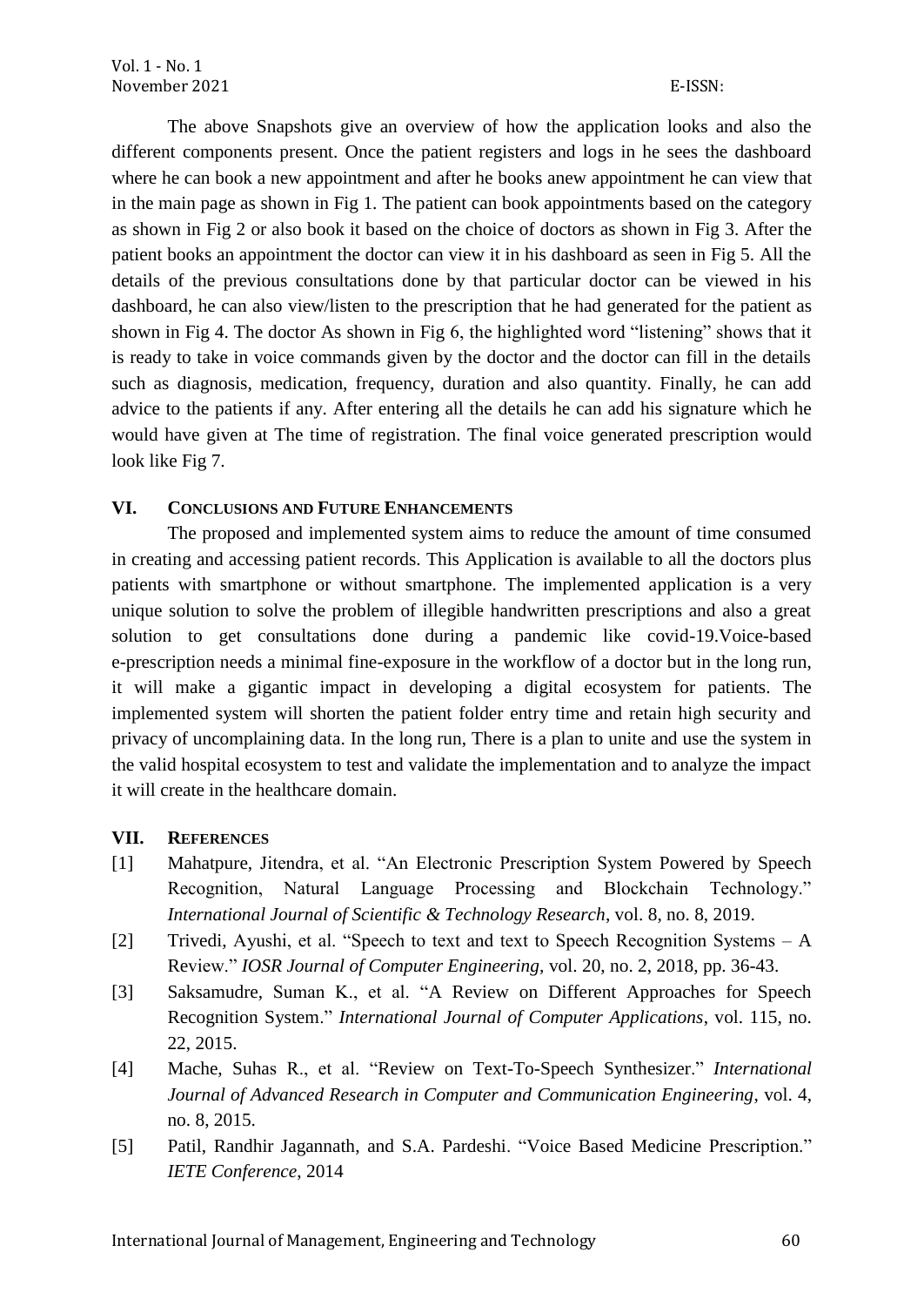The above Snapshots give an overview of how the application looks and also the different components present. Once the patient registers and logs in he sees the dashboard where he can book a new appointment and after he books anew appointment he can view that in the main page as shown in Fig 1. The patient can book appointments based on the category as shown in Fig 2 or also book it based on the choice of doctors as shown in Fig 3. After the patient books an appointment the doctor can view it in his dashboard as seen in Fig 5. All the details of the previous consultations done by that particular doctor can be viewed in his dashboard, he can also view/listen to the prescription that he had generated for the patient as shown in Fig 4. The doctor As shown in Fig 6, the highlighted word "listening" shows that it is ready to take in voice commands given by the doctor and the doctor can fill in the details such as diagnosis, medication, frequency, duration and also quantity. Finally, he can add advice to the patients if any. After entering all the details he can add his signature which he would have given at The time of registration. The final voice generated prescription would look like Fig 7.

## VI. Conclusions and Future Enhancements

The proposed and implemented system aims to reduce the amount of time consumed in creating and accessing patient records. This Application is available to all the doctors plus patients with smartphone or without smartphone. The implemented application is a very unique solution to solve the problem of illegible handwritten prescriptions and also a great solution to get consultations done during a pandemic like covid-19.Voice-based e-prescription needs a minimal fine-exposure in the workflow of a doctor but in the long run, it will make a gigantic impact in developing a digital ecosystem for patients. The implemented system will shorten the patient folder entry time and retain high security and privacy of uncomplaining data. In the long run, There is a plan to unite and use the system in the valid hospital ecosystem to test and validate the implementation and to analyze the impact it will create in the healthcare domain.

## VII. References

[1] Mahatpure, Jitendra, et al. "An Electronic Prescription System Powered by Speech Recognition, Natural Language Processing and Blockchain Technology." *International Journal of Scientific & Technology Research*, vol. 8, no. 8, 2019.

[2] Trivedi, Ayushi, et al. "Speech to text and text to Speech Recognition Systems – A Review." *IOSR Journal of Computer Engineering*, vol. 20, no. 2, 2018, pp. 36-43.

[3] Saksamudre, Suman K., et al. "A Review on Different Approaches for Speech Recognition System." *International Journal of Computer Applications*, vol. 115, no. 22, 2015.

[4] Mache, Suhas R., et al. "Review on Text-To-Speech Synthesizer." *International Journal of Advanced Research in Computer and Communication Engineering*, vol. 4, no. 8, 2015.

[5] Patil, Randhir Jagannath, and S.A. Pardeshi. "Voice Based Medicine Prescription." *IETE Conference*, 2014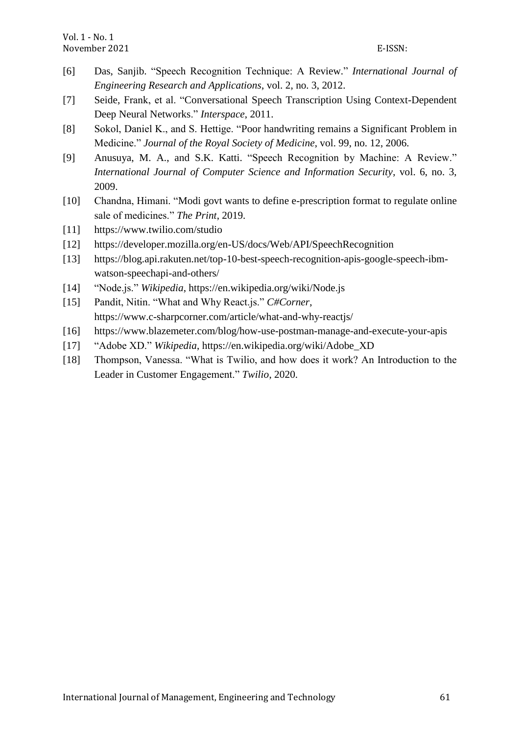[6] Das, Sanjib. "Speech Recognition Technique: A Review." *International Journal of Engineering Research and Applications*, vol. 2, no. 3, 2012.

[7] Seide, Frank, et al. "Conversational Speech Transcription Using Context-Dependent Deep Neural Networks." *Interspace*, 2011.

[8] Sokol, Daniel K., and S. Hettige. "Poor handwriting remains a Significant Problem in Medicine." *Journal of the Royal Society of Medicine*, vol. 99, no. 12, 2006.

[9] Anusuya, M. A., and S.K. Katti. "Speech Recognition by Machine: A Review." *International Journal of Computer Science and Information Security*, vol. 6, no. 3, 2009.

[10] Chandna, Himani. "Modi govt wants to define e-prescription format to regulate online sale of medicines." *The Print*, 2019.

[11] https://www.twilio.com/studio

[12] https://developer.mozilla.org/en-US/docs/Web/API/SpeechRecognition

[13] https://blog.api.rakuten.net/top-10-best-speech-recognition-apis-google-speech-ibm-watson-speechapi-and-others/

[14] "Node.js." *Wikipedia*, https://en.wikipedia.org/wiki/Node.js

[15] Pandit, Nitin. "What and Why React.js." *C#Corner*, https://www.c-sharpcorner.com/article/what-and-why-reactjs/

[16] https://www.blazemeter.com/blog/how-use-postman-manage-and-execute-your-apis

[17] "Adobe XD." *Wikipedia*, https://en.wikipedia.org/wiki/Adobe_XD

[18] Thompson, Vanessa. "What is Twilio, and how does it work? An Introduction to the Leader in Customer Engagement." *Twilio*, 2020.